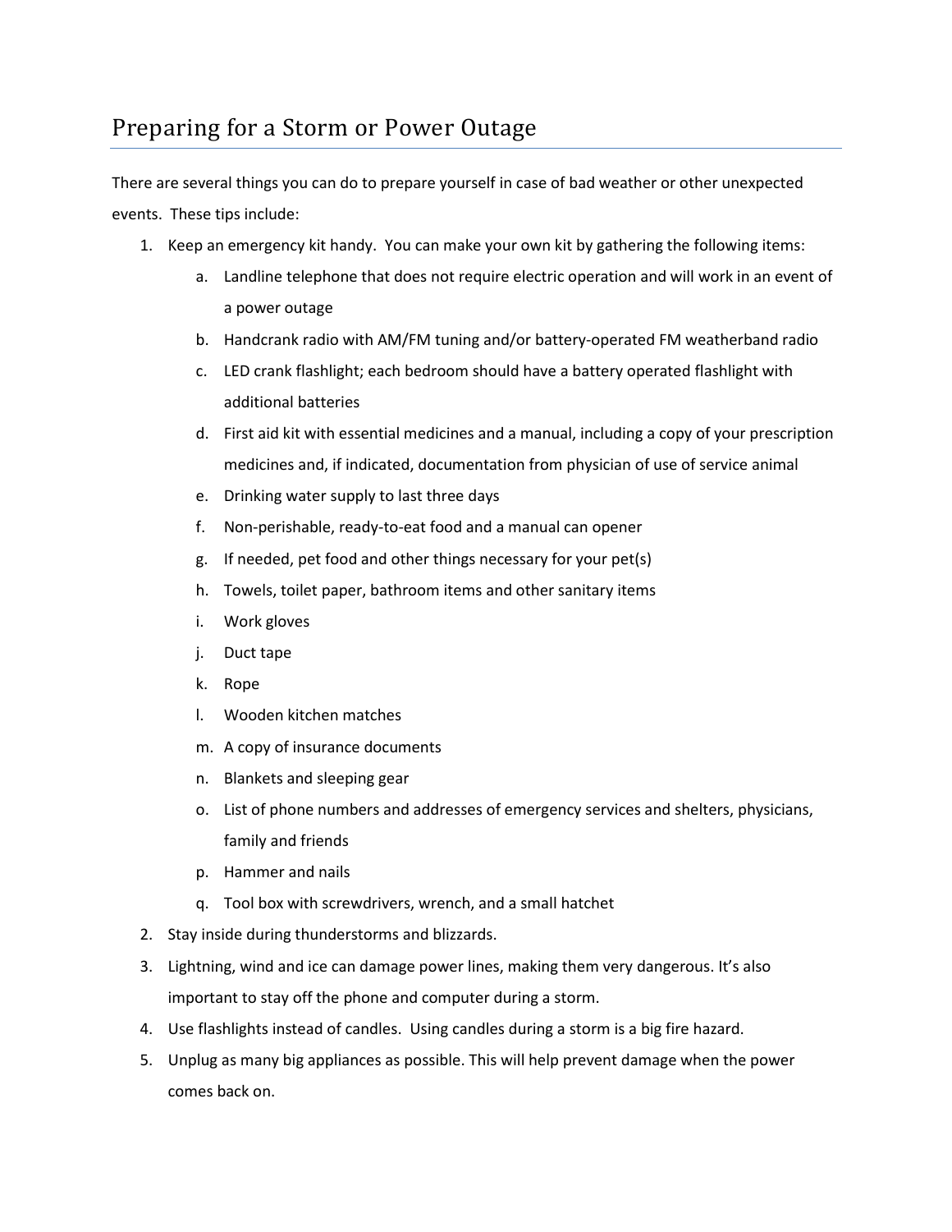# Preparing for a Storm or Power Outage

There are several things you can do to prepare yourself in case of bad weather or other unexpected events. These tips include:

1. Keep an emergency kit handy. You can make your own kit by gathering the following items:
   a. Landline telephone that does not require electric operation and will work in an event of a power outage
   b. Handcrank radio with AM/FM tuning and/or battery-operated FM weatherband radio
   c. LED crank flashlight; each bedroom should have a battery operated flashlight with additional batteries
   d. First aid kit with essential medicines and a manual, including a copy of your prescription medicines and, if indicated, documentation from physician of use of service animal
   e. Drinking water supply to last three days
   f. Non-perishable, ready-to-eat food and a manual can opener
   g. If needed, pet food and other things necessary for your pet(s)
   h. Towels, toilet paper, bathroom items and other sanitary items
   i. Work gloves
   j. Duct tape
   k. Rope
   l. Wooden kitchen matches
   m. A copy of insurance documents
   n. Blankets and sleeping gear
   o. List of phone numbers and addresses of emergency services and shelters, physicians, family and friends
   p. Hammer and nails
   q. Tool box with screwdrivers, wrench, and a small hatchet
2. Stay inside during thunderstorms and blizzards.
3. Lightning, wind and ice can damage power lines, making them very dangerous. It's also important to stay off the phone and computer during a storm.
4. Use flashlights instead of candles. Using candles during a storm is a big fire hazard.
5. Unplug as many big appliances as possible. This will help prevent damage when the power comes back on.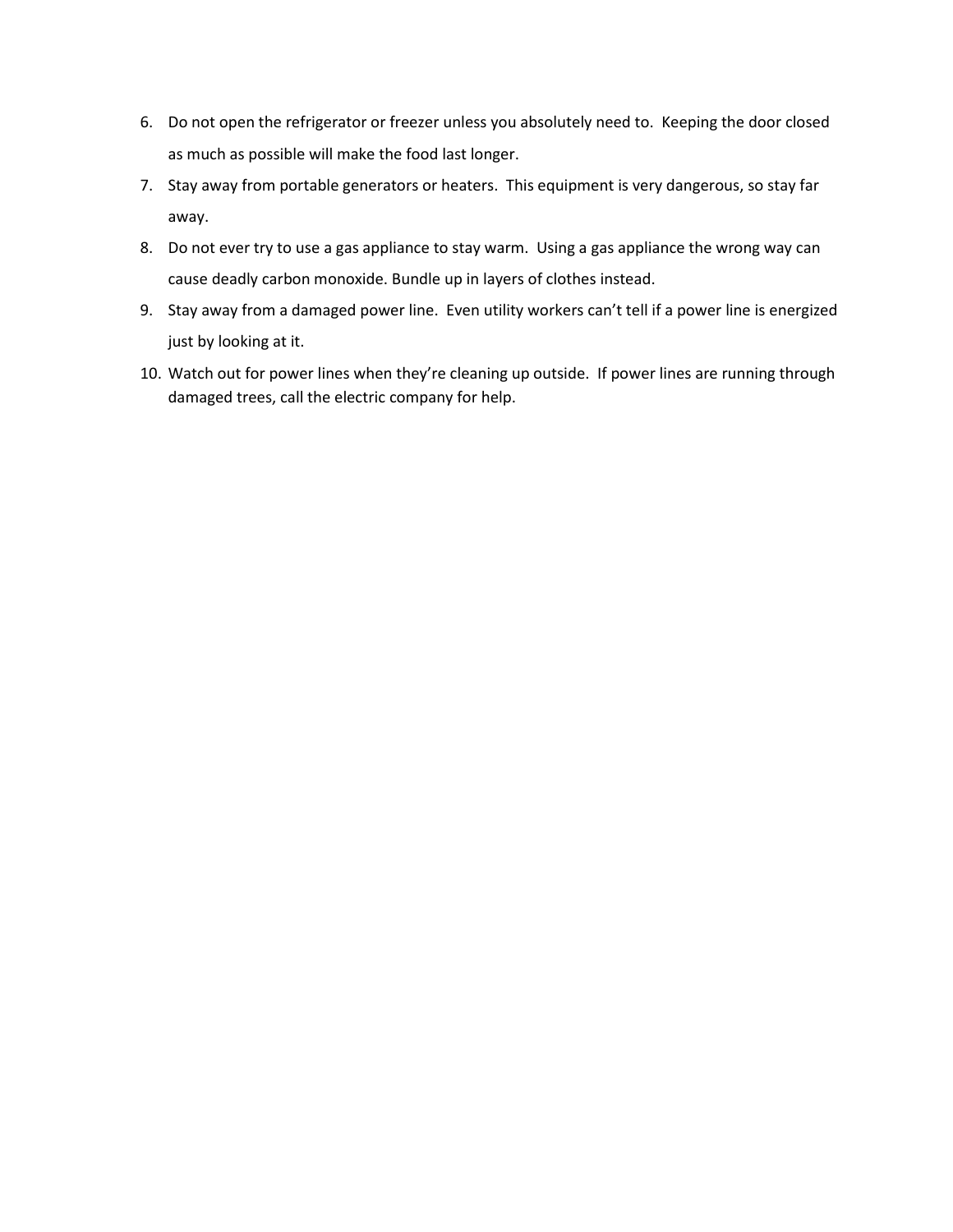6. Do not open the refrigerator or freezer unless you absolutely need to. Keeping the door closed as much as possible will make the food last longer.
7. Stay away from portable generators or heaters. This equipment is very dangerous, so stay far away.
8. Do not ever try to use a gas appliance to stay warm. Using a gas appliance the wrong way can cause deadly carbon monoxide. Bundle up in layers of clothes instead.
9. Stay away from a damaged power line. Even utility workers can't tell if a power line is energized just by looking at it.
10. Watch out for power lines when they're cleaning up outside. If power lines are running through damaged trees, call the electric company for help.